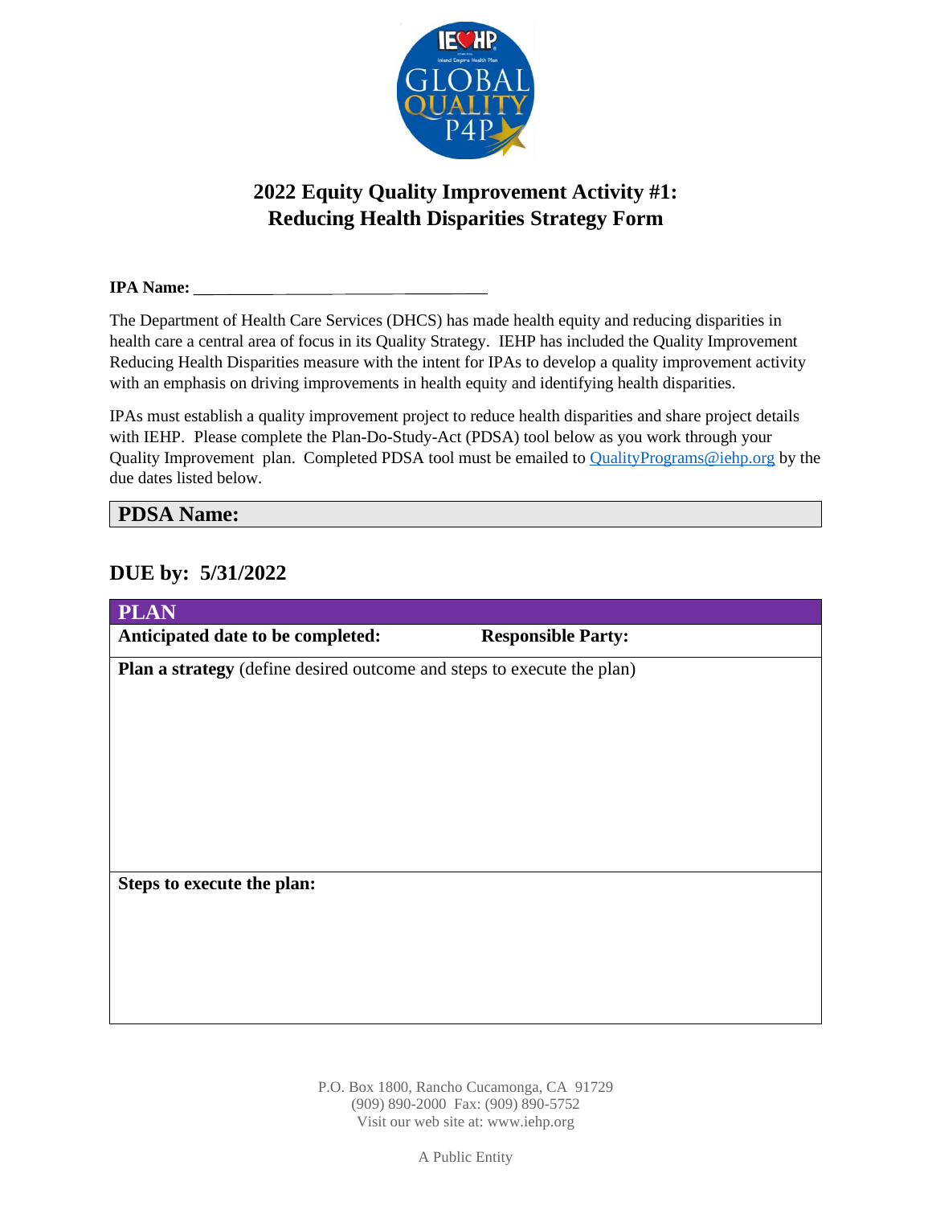# 2022 Equity Quality Improvement Activity #1: Reducing Health Disparities Strategy Form

**IPA Name:** ______________________________

The Department of Health Care Services (DHCS) has made health equity and reducing disparities in health care a central area of focus in its Quality Strategy. IEHP has included the Quality Improvement Reducing Health Disparities measure with the intent for IPAs to develop a quality improvement activity with an emphasis on driving improvements in health equity and identifying health disparities.

IPAs must establish a quality improvement project to reduce health disparities and share project details with IEHP. Please complete the Plan-Do-Study-Act (PDSA) tool below as you work through your Quality Improvement plan. Completed PDSA tool must be emailed to QualityPrograms@iehp.org by the due dates listed below.

| **PDSA Name:** |
|---|

## DUE by: 5/31/2022

| **PLAN** | |
|---|---|
| **Anticipated date to be completed:** | **Responsible Party:** |
| **Plan a strategy** (define desired outcome and steps to execute the plan) | |
| **Steps to execute the plan:** | |

P.O. Box 1800, Rancho Cucamonga, CA 91729
(909) 890-2000 Fax: (909) 890-5752
Visit our web site at: www.iehp.org

A Public Entity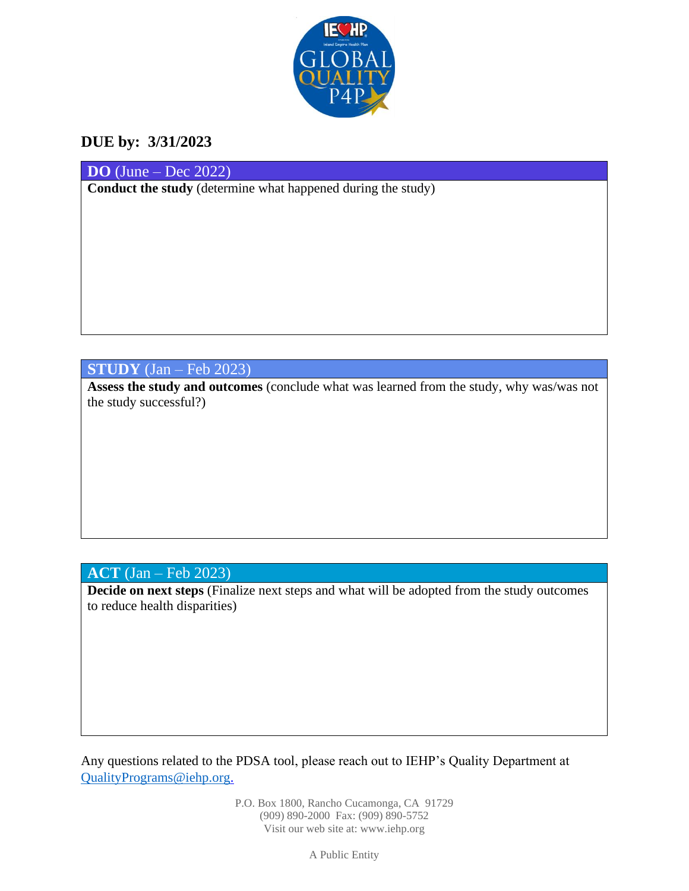**DUE by: 3/31/2023**

| **DO** (June – Dec 2022) |
| --- |
| **Conduct the study** (determine what happened during the study) |

| **STUDY** (Jan – Feb 2023) |
| --- |
| **Assess the study and outcomes** (conclude what was learned from the study, why was/was not the study successful?) |

| **ACT** (Jan – Feb 2023) |
| --- |
| **Decide on next steps** (Finalize next steps and what will be adopted from the study outcomes to reduce health disparities) |

Any questions related to the PDSA tool, please reach out to IEHP's Quality Department at [QualityPrograms@iehp.org.](mailto:QualityPrograms@iehp.org)

P.O. Box 1800, Rancho Cucamonga, CA 91729
(909) 890-2000 Fax: (909) 890-5752
Visit our web site at: www.iehp.org

A Public Entity